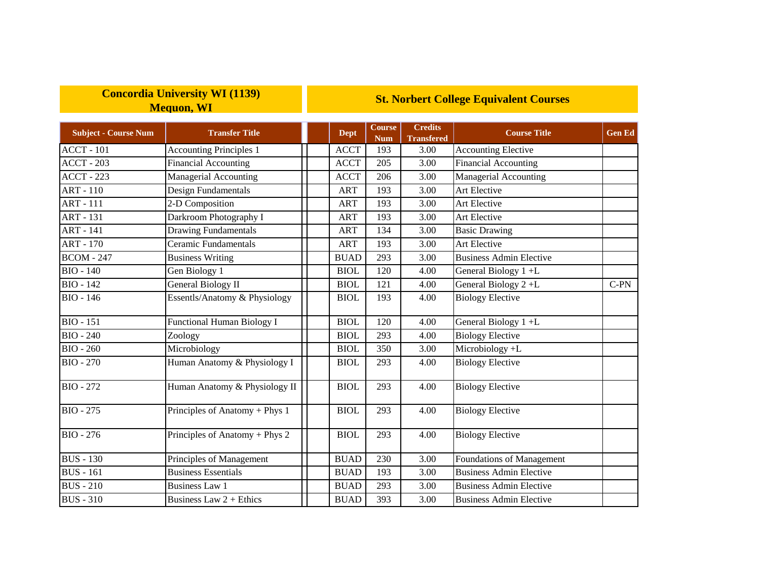| Concordia University WI (1139) Mequon, WI | | St. Norbert College Equivalent Courses | | | | |
|---|---|---|---|---|---|---|
| **Subject - Course Num** | **Transfer Title** | **Dept** | **Course Num** | **Credits Transfered** | **Course Title** | **Gen Ed** |
| ACCT - 101 | Accounting Principles 1 | ACCT | 193 | 3.00 | Accounting Elective | |
| ACCT - 203 | Financial Accounting | ACCT | 205 | 3.00 | Financial Accounting | |
| ACCT - 223 | Managerial Accounting | ACCT | 206 | 3.00 | Managerial Accounting | |
| ART - 110 | Design Fundamentals | ART | 193 | 3.00 | Art Elective | |
| ART - 111 | 2-D Composition | ART | 193 | 3.00 | Art Elective | |
| ART - 131 | Darkroom Photography I | ART | 193 | 3.00 | Art Elective | |
| ART - 141 | Drawing Fundamentals | ART | 134 | 3.00 | Basic Drawing | |
| ART - 170 | Ceramic Fundamentals | ART | 193 | 3.00 | Art Elective | |
| BCOM - 247 | Business Writing | BUAD | 293 | 3.00 | Business Admin Elective | |
| BIO - 140 | Gen Biology 1 | BIOL | 120 | 4.00 | General Biology 1 +L | |
| BIO - 142 | General Biology II | BIOL | 121 | 4.00 | General Biology 2 +L | C-PN |
| BIO - 146 | Essentls/Anatomy & Physiology | BIOL | 193 | 4.00 | Biology Elective | |
| BIO - 151 | Functional Human Biology I | BIOL | 120 | 4.00 | General Biology 1 +L | |
| BIO - 240 | Zoology | BIOL | 293 | 4.00 | Biology Elective | |
| BIO - 260 | Microbiology | BIOL | 350 | 3.00 | Microbiology +L | |
| BIO - 270 | Human Anatomy & Physiology I | BIOL | 293 | 4.00 | Biology Elective | |
| BIO - 272 | Human Anatomy & Physiology II | BIOL | 293 | 4.00 | Biology Elective | |
| BIO - 275 | Principles of Anatomy + Phys 1 | BIOL | 293 | 4.00 | Biology Elective | |
| BIO - 276 | Principles of Anatomy + Phys 2 | BIOL | 293 | 4.00 | Biology Elective | |
| BUS - 130 | Principles of Management | BUAD | 230 | 3.00 | Foundations of Management | |
| BUS - 161 | Business Essentials | BUAD | 193 | 3.00 | Business Admin Elective | |
| BUS - 210 | Business Law 1 | BUAD | 293 | 3.00 | Business Admin Elective | |
| BUS - 310 | Business Law 2 + Ethics | BUAD | 393 | 3.00 | Business Admin Elective | |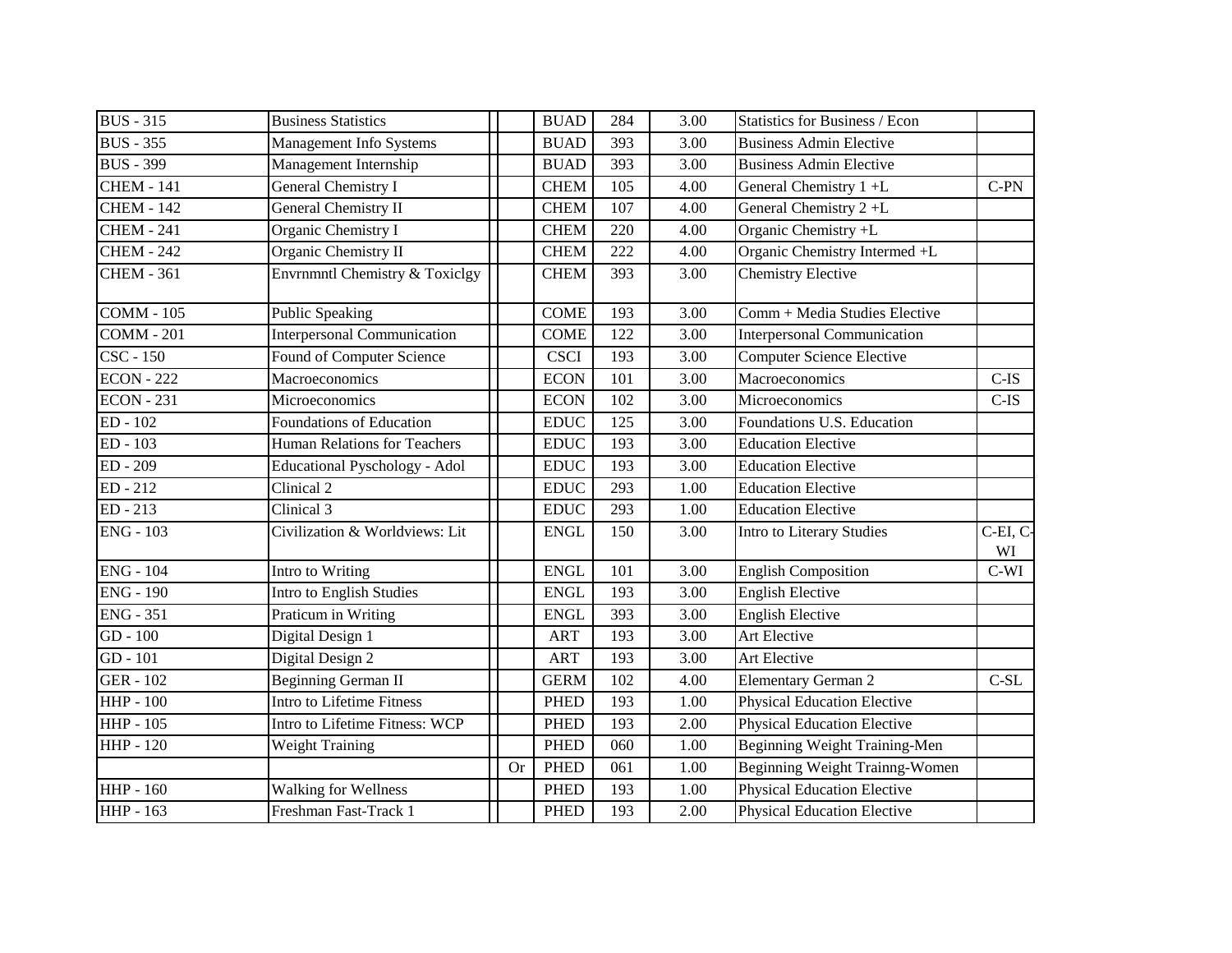| | | | | | | | |
|---|---|---|---|---|---|---|---|
| BUS - 315 | Business Statistics | | BUAD | 284 | 3.00 | Statistics for Business / Econ | |
| BUS - 355 | Management Info Systems | | BUAD | 393 | 3.00 | Business Admin Elective | |
| BUS - 399 | Management Internship | | BUAD | 393 | 3.00 | Business Admin Elective | |
| CHEM - 141 | General Chemistry I | | CHEM | 105 | 4.00 | General Chemistry 1 +L | C-PN |
| CHEM - 142 | General Chemistry II | | CHEM | 107 | 4.00 | General Chemistry 2 +L | |
| CHEM - 241 | Organic Chemistry I | | CHEM | 220 | 4.00 | Organic Chemistry +L | |
| CHEM - 242 | Organic Chemistry II | | CHEM | 222 | 4.00 | Organic Chemistry Intermed +L | |
| CHEM - 361 | Envrnmntl Chemistry & Toxiclgy | | CHEM | 393 | 3.00 | Chemistry Elective | |
| COMM - 105 | Public Speaking | | COME | 193 | 3.00 | Comm + Media Studies Elective | |
| COMM - 201 | Interpersonal Communication | | COME | 122 | 3.00 | Interpersonal Communication | |
| CSC - 150 | Found of Computer Science | | CSCI | 193 | 3.00 | Computer Science Elective | |
| ECON - 222 | Macroeconomics | | ECON | 101 | 3.00 | Macroeconomics | C-IS |
| ECON - 231 | Microeconomics | | ECON | 102 | 3.00 | Microeconomics | C-IS |
| ED - 102 | Foundations of Education | | EDUC | 125 | 3.00 | Foundations U.S. Education | |
| ED - 103 | Human Relations for Teachers | | EDUC | 193 | 3.00 | Education Elective | |
| ED - 209 | Educational Pyschology - Adol | | EDUC | 193 | 3.00 | Education Elective | |
| ED - 212 | Clinical 2 | | EDUC | 293 | 1.00 | Education Elective | |
| ED - 213 | Clinical 3 | | EDUC | 293 | 1.00 | Education Elective | |
| ENG - 103 | Civilization & Worldviews: Lit | | ENGL | 150 | 3.00 | Intro to Literary Studies | C-EI, C-WI |
| ENG - 104 | Intro to Writing | | ENGL | 101 | 3.00 | English Composition | C-WI |
| ENG - 190 | Intro to English Studies | | ENGL | 193 | 3.00 | English Elective | |
| ENG - 351 | Praticum in Writing | | ENGL | 393 | 3.00 | English Elective | |
| GD - 100 | Digital Design 1 | | ART | 193 | 3.00 | Art Elective | |
| GD - 101 | Digital Design 2 | | ART | 193 | 3.00 | Art Elective | |
| GER - 102 | Beginning German II | | GERM | 102 | 4.00 | Elementary German 2 | C-SL |
| HHP - 100 | Intro to Lifetime Fitness | | PHED | 193 | 1.00 | Physical Education Elective | |
| HHP - 105 | Intro to Lifetime Fitness: WCP | | PHED | 193 | 2.00 | Physical Education Elective | |
| HHP - 120 | Weight Training | | PHED | 060 | 1.00 | Beginning Weight Training-Men | |
| | | Or | PHED | 061 | 1.00 | Beginning Weight Trainng-Women | |
| HHP - 160 | Walking for Wellness | | PHED | 193 | 1.00 | Physical Education Elective | |
| HHP - 163 | Freshman Fast-Track 1 | | PHED | 193 | 2.00 | Physical Education Elective | |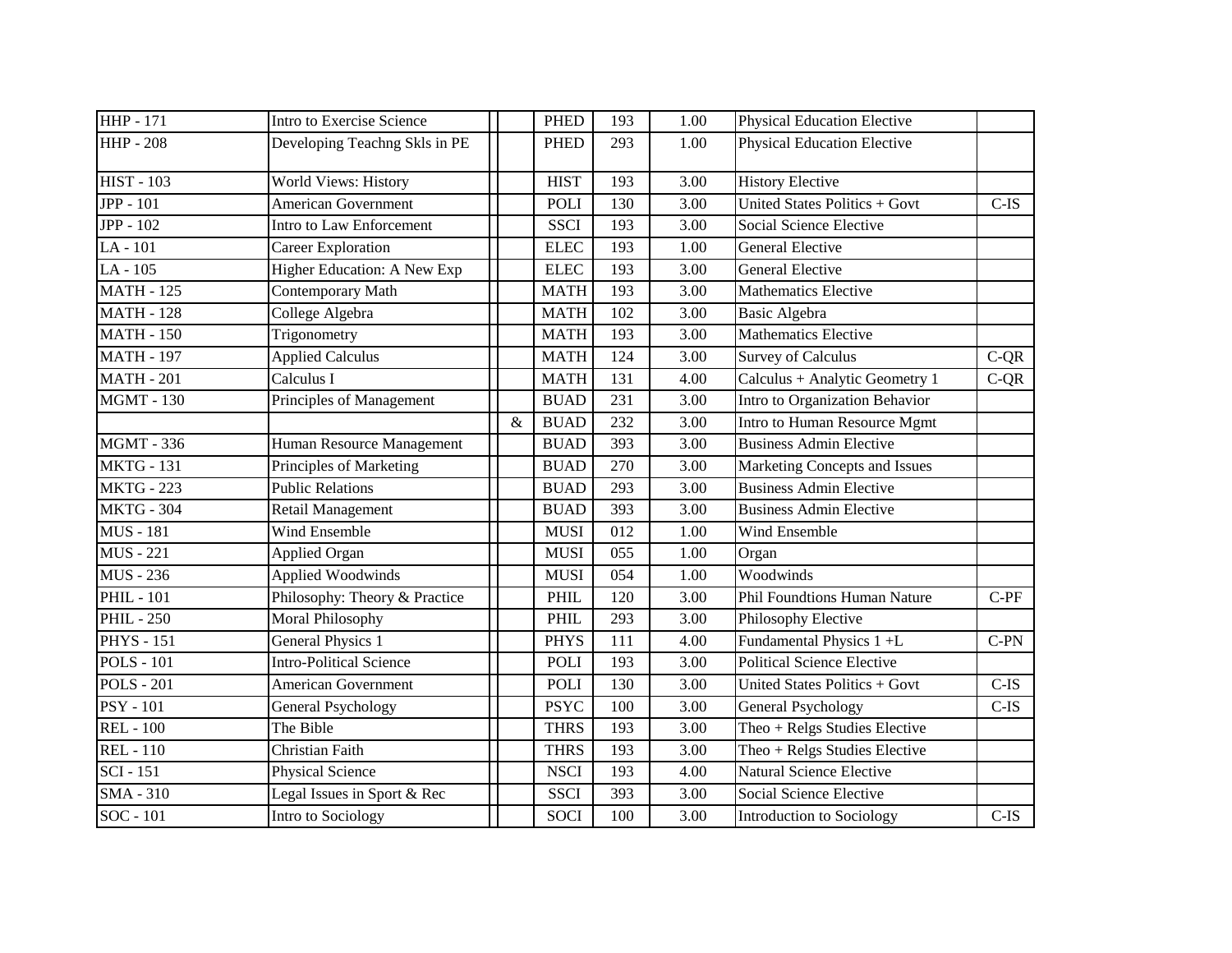| | | | | | | | | |
|---|---|---|---|---|---|---|---|---|
| HHP - 171 | Intro to Exercise Science | | | PHED | 193 | 1.00 | Physical Education Elective | |
| HHP - 208 | Developing Teachng Skls in PE | | | PHED | 293 | 1.00 | Physical Education Elective | |
| HIST - 103 | World Views: History | | | HIST | 193 | 3.00 | History Elective | |
| JPP - 101 | American Government | | | POLI | 130 | 3.00 | United States Politics + Govt | C-IS |
| JPP - 102 | Intro to Law Enforcement | | | SSCI | 193 | 3.00 | Social Science Elective | |
| LA - 101 | Career Exploration | | | ELEC | 193 | 1.00 | General Elective | |
| LA - 105 | Higher Education: A New Exp | | | ELEC | 193 | 3.00 | General Elective | |
| MATH - 125 | Contemporary Math | | | MATH | 193 | 3.00 | Mathematics Elective | |
| MATH - 128 | College Algebra | | | MATH | 102 | 3.00 | Basic Algebra | |
| MATH - 150 | Trigonometry | | | MATH | 193 | 3.00 | Mathematics Elective | |
| MATH - 197 | Applied Calculus | | | MATH | 124 | 3.00 | Survey of Calculus | C-QR |
| MATH - 201 | Calculus I | | | MATH | 131 | 4.00 | Calculus + Analytic Geometry 1 | C-QR |
| MGMT - 130 | Principles of Management | | | BUAD | 231 | 3.00 | Intro to Organization Behavior | |
| | | | & | BUAD | 232 | 3.00 | Intro to Human Resource Mgmt | |
| MGMT - 336 | Human Resource Management | | | BUAD | 393 | 3.00 | Business Admin Elective | |
| MKTG - 131 | Principles of Marketing | | | BUAD | 270 | 3.00 | Marketing Concepts and Issues | |
| MKTG - 223 | Public Relations | | | BUAD | 293 | 3.00 | Business Admin Elective | |
| MKTG - 304 | Retail Management | | | BUAD | 393 | 3.00 | Business Admin Elective | |
| MUS - 181 | Wind Ensemble | | | MUSI | 012 | 1.00 | Wind Ensemble | |
| MUS - 221 | Applied Organ | | | MUSI | 055 | 1.00 | Organ | |
| MUS - 236 | Applied Woodwinds | | | MUSI | 054 | 1.00 | Woodwinds | |
| PHIL - 101 | Philosophy: Theory & Practice | | | PHIL | 120 | 3.00 | Phil Foundtions Human Nature | C-PF |
| PHIL - 250 | Moral Philosophy | | | PHIL | 293 | 3.00 | Philosophy Elective | |
| PHYS - 151 | General Physics 1 | | | PHYS | 111 | 4.00 | Fundamental Physics 1 +L | C-PN |
| POLS - 101 | Intro-Political Science | | | POLI | 193 | 3.00 | Political Science Elective | |
| POLS - 201 | American Government | | | POLI | 130 | 3.00 | United States Politics + Govt | C-IS |
| PSY - 101 | General Psychology | | | PSYC | 100 | 3.00 | General Psychology | C-IS |
| REL - 100 | The Bible | | | THRS | 193 | 3.00 | Theo + Relgs Studies Elective | |
| REL - 110 | Christian Faith | | | THRS | 193 | 3.00 | Theo + Relgs Studies Elective | |
| SCI - 151 | Physical Science | | | NSCI | 193 | 4.00 | Natural Science Elective | |
| SMA - 310 | Legal Issues in Sport & Rec | | | SSCI | 393 | 3.00 | Social Science Elective | |
| SOC - 101 | Intro to Sociology | | | SOCI | 100 | 3.00 | Introduction to Sociology | C-IS |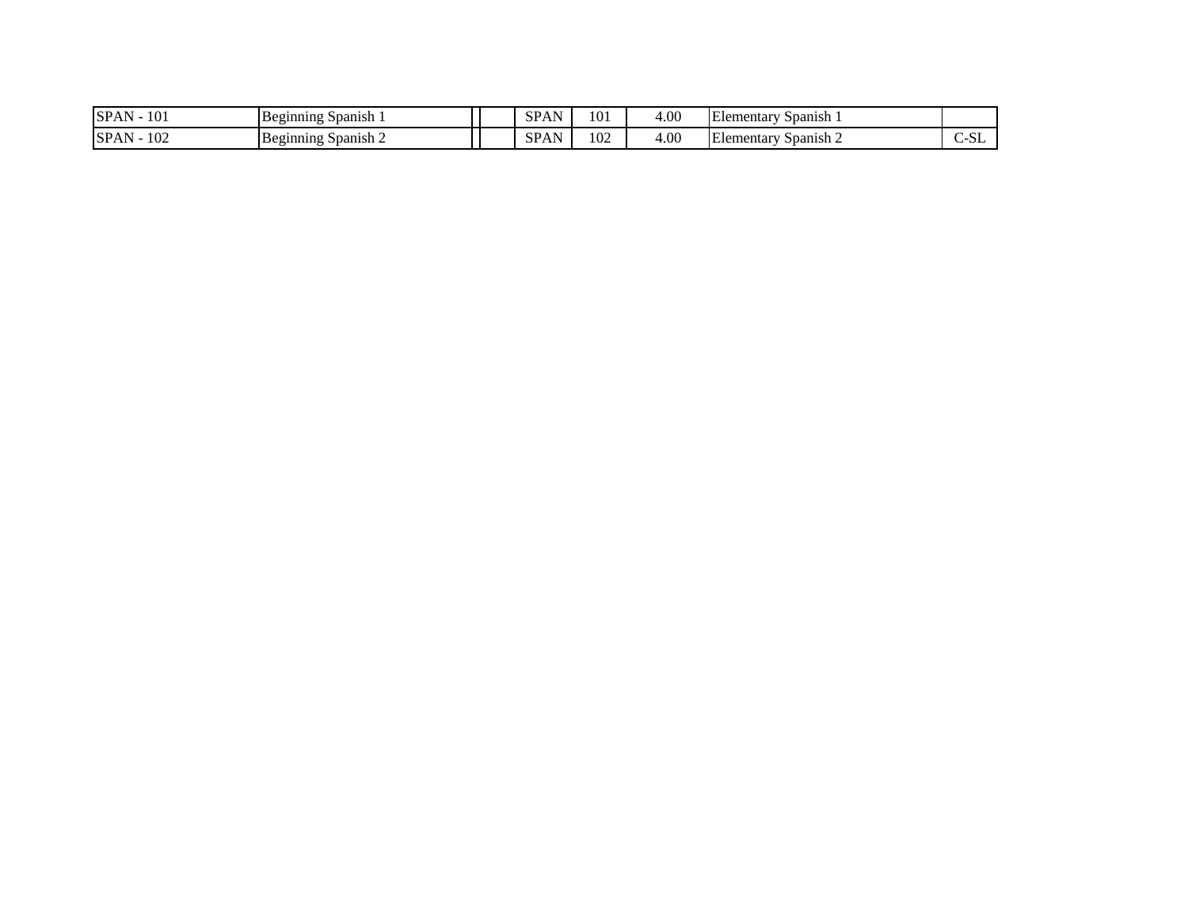| | | | | | | | | |
|---|---|---|---|---|---|---|---|---|
| SPAN - 101 | Beginning Spanish 1 | | | SPAN | 101 | 4.00 | Elementary Spanish 1 | |
| SPAN - 102 | Beginning Spanish 2 | | | SPAN | 102 | 4.00 | Elementary Spanish 2 | C-SL |